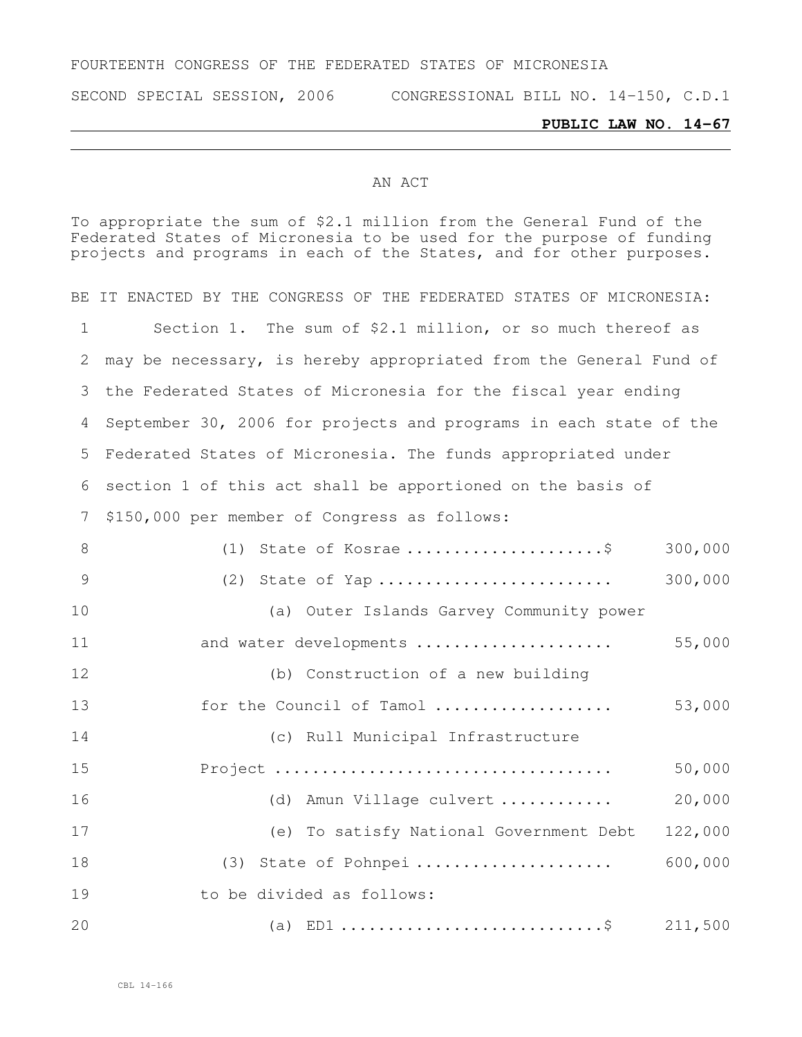FOURTEENTH CONGRESS OF THE FEDERATED STATES OF MICRONESIA

SECOND SPECIAL SESSION, 2006 CONGRESSIONAL BILL NO. 14-150, C.D.1

**PUBLIC LAW NO. 14-67**

AN ACT

To appropriate the sum of $2.1 million from the General Fund of the Federated States of Micronesia to be used for the purpose of funding projects and programs in each of the States, and for other purposes.

BE IT ENACTED BY THE CONGRESS OF THE FEDERATED STATES OF MICRONESIA:

Section 1. The sum of $2.1 million, or so much thereof as may be necessary, is hereby appropriated from the General Fund of the Federated States of Micronesia for the fiscal year ending September 30, 2006 for projects and programs in each state of the Federated States of Micronesia. The funds appropriated under section 1 of this act shall be apportioned on the basis of $150,000 per member of Congress as follows:

(1) State of Kosrae .....................$ 300,000

(2) State of Yap ......................... 300,000

(a) Outer Islands Garvey Community power and water developments ..................... 55,000

(b) Construction of a new building for the Council of Tamol ................... 53,000

(c) Rull Municipal Infrastructure Project .................................... 50,000

(d) Amun Village culvert ............ 20,000

(e) To satisfy National Government Debt 122,000

(3) State of Pohnpei ..................... 600,000

to be divided as follows:

(a) ED1 ............................$ 211,500

CBL 14-166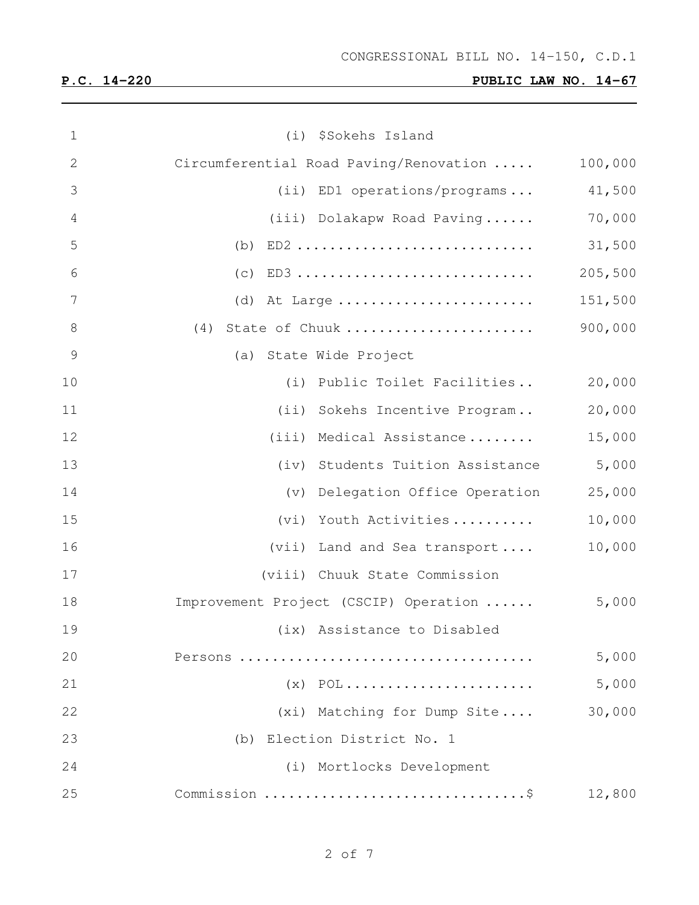CONGRESSIONAL BILL NO. 14-150, C.D.1

**P.C. 14-220** **PUBLIC LAW NO. 14-67**

| | | |
|---|---|---|
| 1 | (i) $Sokehs Island | |
| 2 | Circumferential Road Paving/Renovation ..... | 100,000 |
| 3 | (ii) ED1 operations/programs ... | 41,500 |
| 4 | (iii) Dolakapw Road Paving ...... | 70,000 |
| 5 | (b) ED2 ............................ | 31,500 |
| 6 | (c) ED3 ............................ | 205,500 |
| 7 | (d) At Large ........................ | 151,500 |
| 8 | (4) State of Chuuk ...................... | 900,000 |
| 9 | (a) State Wide Project | |
| 10 | (i) Public Toilet Facilities.. | 20,000 |
| 11 | (ii) Sokehs Incentive Program.. | 20,000 |
| 12 | (iii) Medical Assistance........ | 15,000 |
| 13 | (iv) Students Tuition Assistance | 5,000 |
| 14 | (v) Delegation Office Operation | 25,000 |
| 15 | (vi) Youth Activities.......... | 10,000 |
| 16 | (vii) Land and Sea transport.... | 10,000 |
| 17 | (viii) Chuuk State Commission | |
| 18 | Improvement Project (CSCIP) Operation ...... | 5,000 |
| 19 | (ix) Assistance to Disabled | |
| 20 | Persons ................................... | 5,000 |
| 21 | (x) POL...................... | 5,000 |
| 22 | (xi) Matching for Dump Site.... | 30,000 |
| 23 | (b) Election District No. 1 | |
| 24 | (i) Mortlocks Development | |
| 25 | Commission ...............................$ | 12,800 |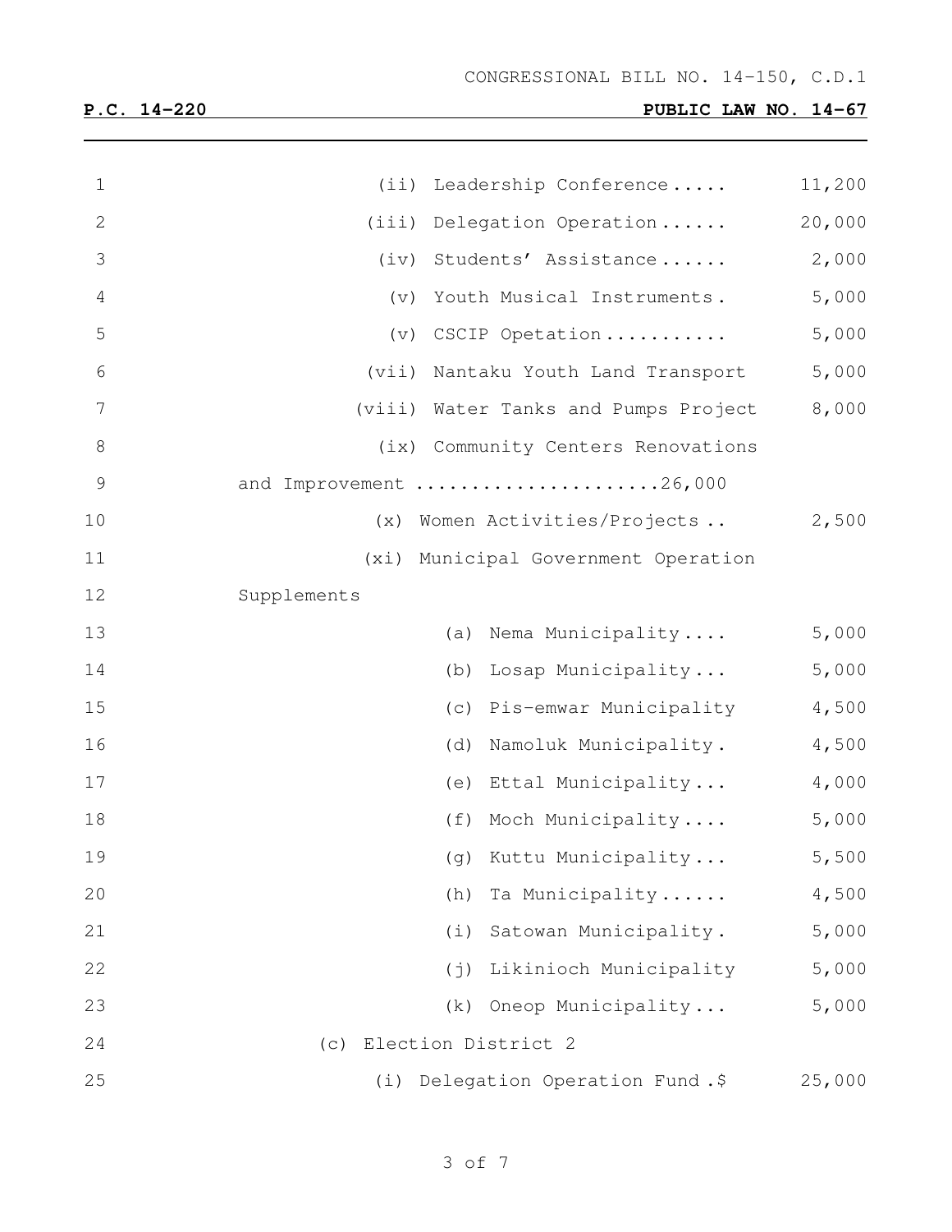(ii) Leadership Conference..... 11,200

(iii) Delegation Operation...... 20,000

(iv) Students' Assistance...... 2,000

(v) Youth Musical Instruments. 5,000

(v) CSCIP Opetation........... 5,000

(vii) Nantaku Youth Land Transport 5,000

(viii) Water Tanks and Pumps Project 8,000

(ix) Community Centers Renovations and Improvement .....................26,000

(x) Women Activities/Projects .. 2,500

(xi) Municipal Government Operation Supplements

(a) Nema Municipality.... 5,000

(b) Losap Municipality... 5,000

(c) Pis-emwar Municipality 4,500

(d) Namoluk Municipality. 4,500

(e) Ettal Municipality... 4,000

(f) Moch Municipality.... 5,000

(g) Kuttu Municipality... 5,500

(h) Ta Municipality...... 4,500

(i) Satowan Municipality. 5,000

(j) Likinioch Municipality 5,000

(k) Oneop Municipality... 5,000

(c) Election District 2

(i) Delegation Operation Fund.$ 25,000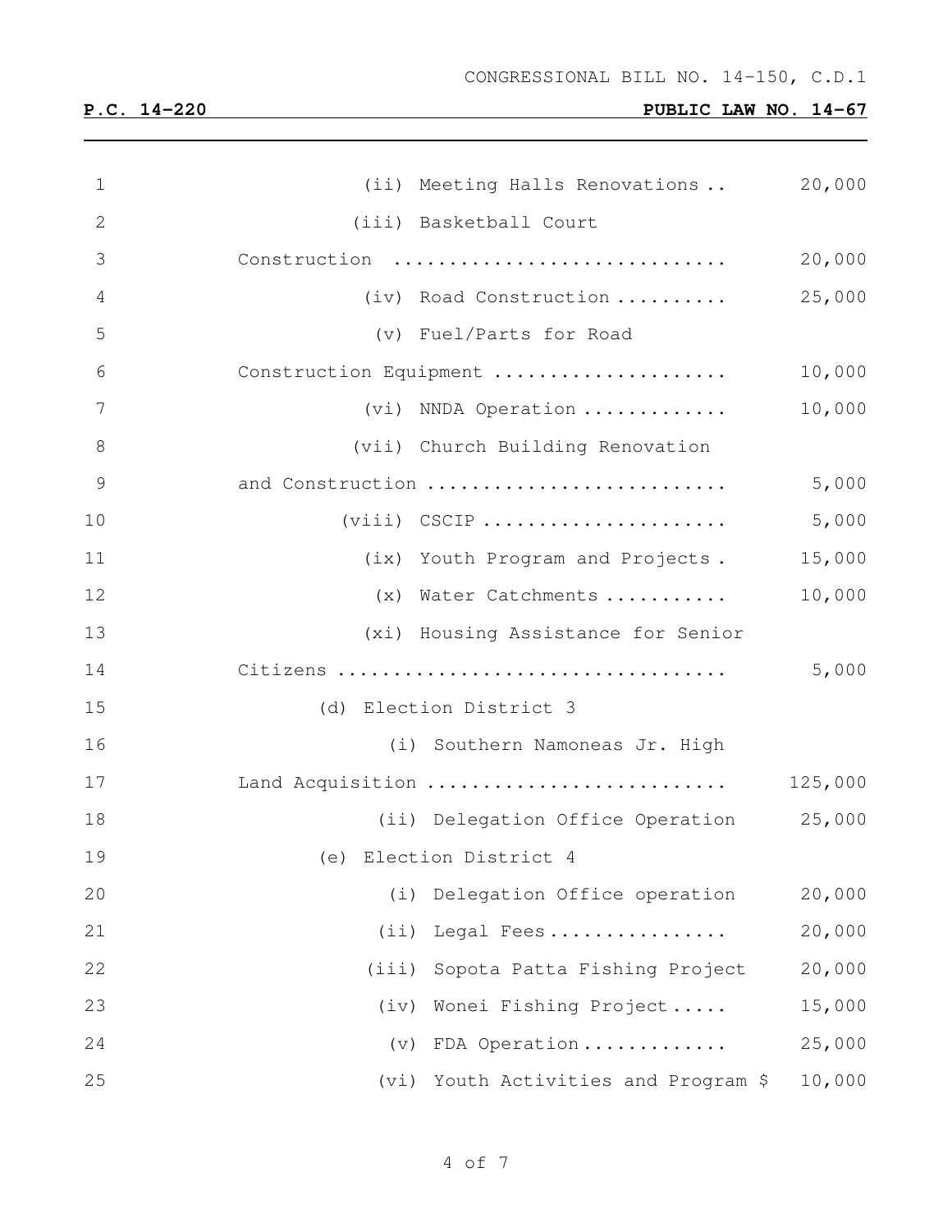| | |
|---|---|
| (ii) Meeting Halls Renovations .. | 20,000 |
| (iii) Basketball Court Construction .............................. | 20,000 |
| (iv) Road Construction .......... | 25,000 |
| (v) Fuel/Parts for Road Construction Equipment ..................... | 10,000 |
| (vi) NNDA Operation ............. | 10,000 |
| (vii) Church Building Renovation and Construction ........................... | 5,000 |
| (viii) CSCIP ...................... | 5,000 |
| (ix) Youth Program and Projects . | 15,000 |
| (x) Water Catchments ........... | 10,000 |
| (xi) Housing Assistance for Senior Citizens .................................. | 5,000 |
| (d) Election District 3 | |
| (i) Southern Namoneas Jr. High Land Acquisition ........................... | 125,000 |
| (ii) Delegation Office Operation | 25,000 |
| (e) Election District 4 | |
| (i) Delegation Office operation | 20,000 |
| (ii) Legal Fees ................ | 20,000 |
| (iii) Sopota Patta Fishing Project | 20,000 |
| (iv) Wonei Fishing Project ..... | 15,000 |
| (v) FDA Operation ............. | 25,000 |
| (vi) Youth Activities and Program $ | 10,000 |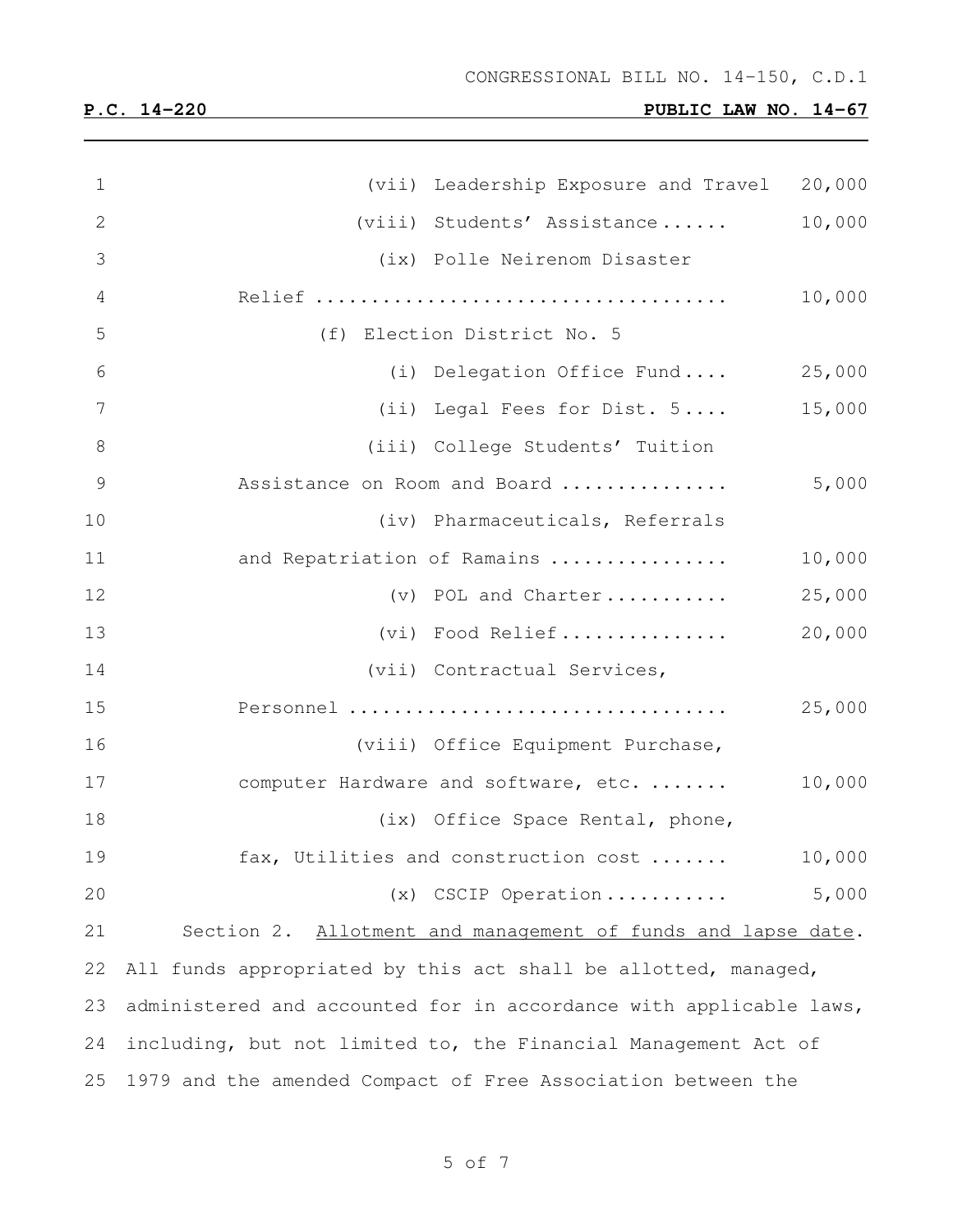CONGRESSIONAL BILL NO. 14-150, C.D.1

**P.C. 14-220 PUBLIC LAW NO. 14-67**

(vii) Leadership Exposure and Travel 20,000

(viii) Students' Assistance...... 10,000

(ix) Polle Neirenom Disaster Relief .................................... 10,000

(f) Election District No. 5

(i) Delegation Office Fund.... 25,000

(ii) Legal Fees for Dist. 5.... 15,000

(iii) College Students' Tuition Assistance on Room and Board ............... 5,000

(iv) Pharmaceuticals, Referrals and Repatriation of Ramains ................ 10,000

(v) POL and Charter........... 25,000

(vi) Food Relief............... 20,000

(vii) Contractual Services, Personnel ................................. 25,000

(viii) Office Equipment Purchase, computer Hardware and software, etc. ....... 10,000

(ix) Office Space Rental, phone, fax, Utilities and construction cost ....... 10,000

(x) CSCIP Operation........... 5,000

Section 2. Allotment and management of funds and lapse date. All funds appropriated by this act shall be allotted, managed, administered and accounted for in accordance with applicable laws, including, but not limited to, the Financial Management Act of 1979 and the amended Compact of Free Association between the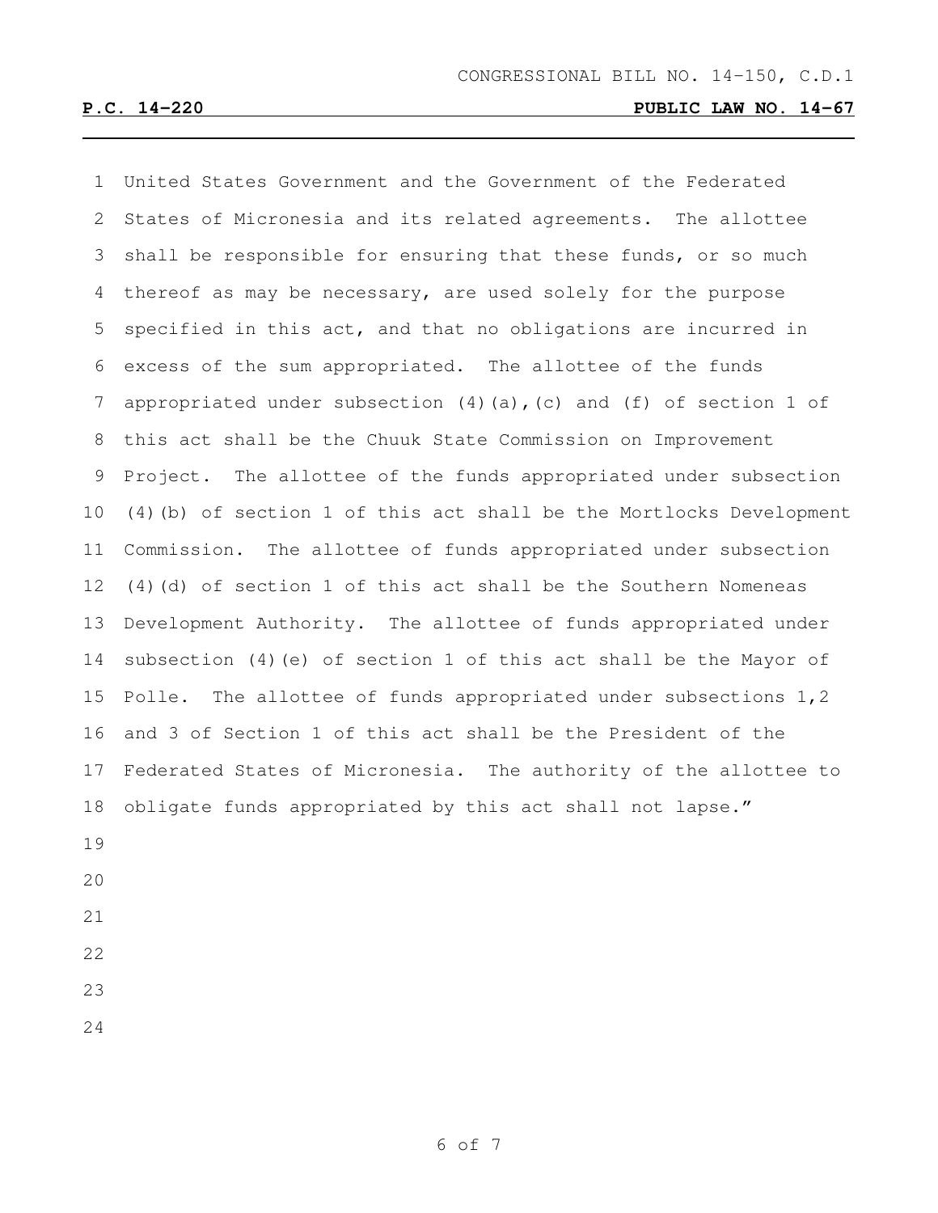United States Government and the Government of the Federated States of Micronesia and its related agreements. The allottee shall be responsible for ensuring that these funds, or so much thereof as may be necessary, are used solely for the purpose specified in this act, and that no obligations are incurred in excess of the sum appropriated. The allottee of the funds appropriated under subsection (4)(a),(c) and (f) of section 1 of this act shall be the Chuuk State Commission on Improvement Project. The allottee of the funds appropriated under subsection (4)(b) of section 1 of this act shall be the Mortlocks Development Commission. The allottee of funds appropriated under subsection (4)(d) of section 1 of this act shall be the Southern Nomeneas Development Authority. The allottee of funds appropriated under subsection (4)(e) of section 1 of this act shall be the Mayor of Polle. The allottee of funds appropriated under subsections 1,2 and 3 of Section 1 of this act shall be the President of the Federated States of Micronesia. The authority of the allottee to obligate funds appropriated by this act shall not lapse."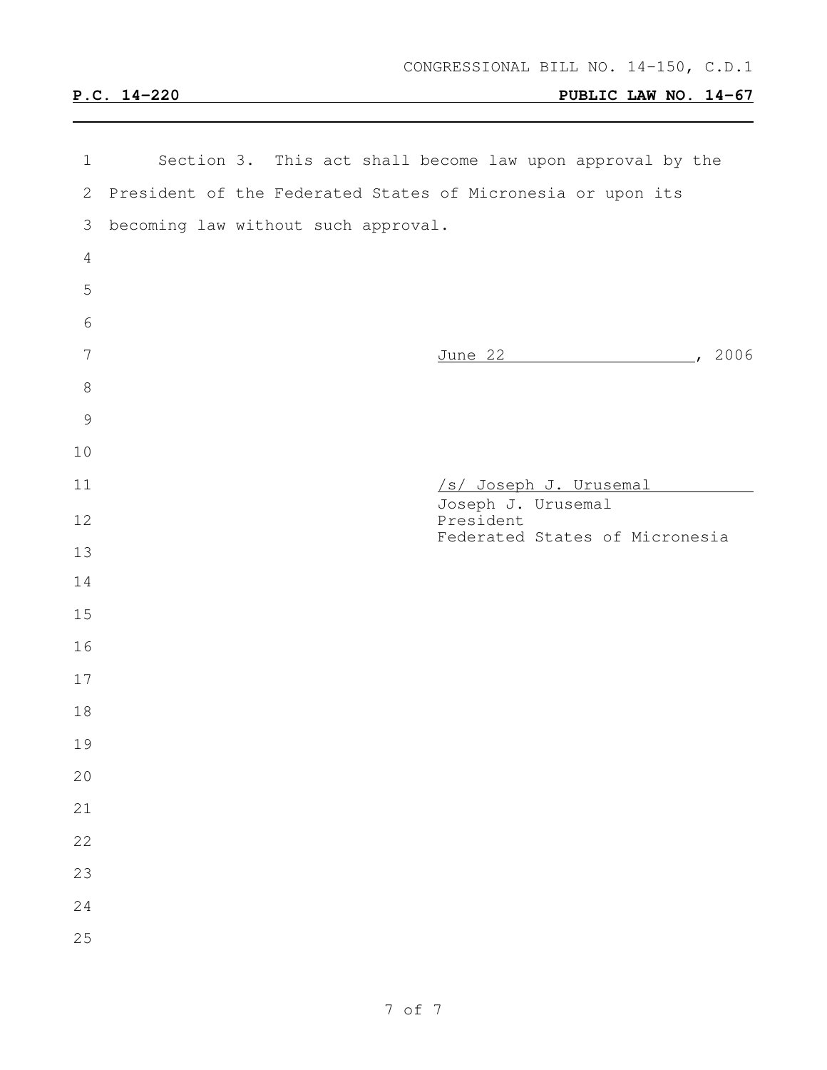Section 3. This act shall become law upon approval by the President of the Federated States of Micronesia or upon its becoming law without such approval.

June 22, 2006

/s/ Joseph J. Urusemal

Joseph J. Urusemal
President
Federated States of Micronesia